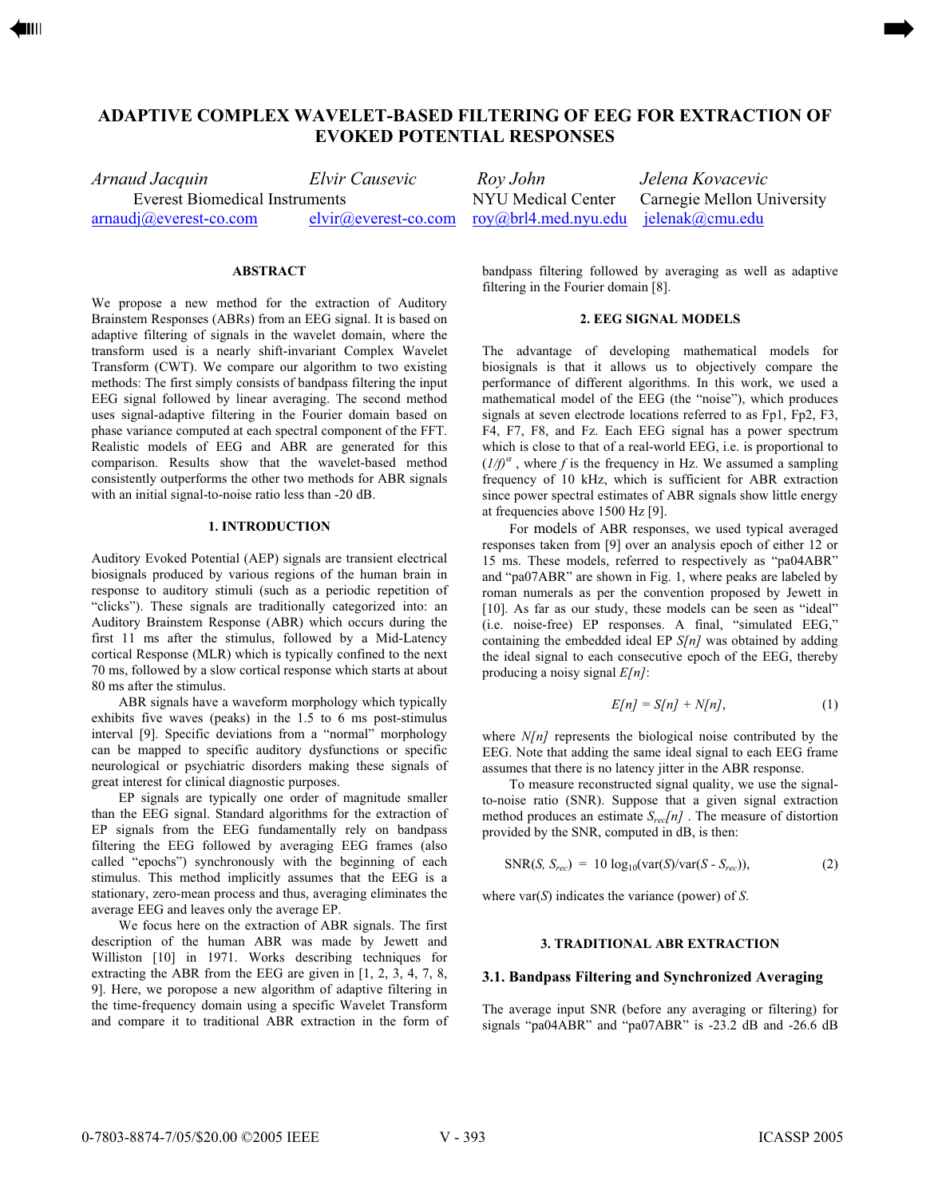# ADAPTIVE COMPLEX WAVELET-BASED FILTERING OF EEG FOR EXTRACTION OF EVOKED POTENTIAL RESPONSES

*Arnaud Jacquin*, *Elvir Causevic* — Everest Biomedical Instruments — arnaudj@everest-co.com, elvir@everest-co.com

*Roy John* — NYU Medical Center — roy@brl4.med.nyu.edu

*Jelena Kovacevic* — Carnegie Mellon University — jelenak@cmu.edu

## ABSTRACT

We propose a new method for the extraction of Auditory Brainstem Responses (ABRs) from an EEG signal. It is based on adaptive filtering of signals in the wavelet domain, where the transform used is a nearly shift-invariant Complex Wavelet Transform (CWT). We compare our algorithm to two existing methods: The first simply consists of bandpass filtering the input EEG signal followed by linear averaging. The second method uses signal-adaptive filtering in the Fourier domain based on phase variance computed at each spectral component of the FFT. Realistic models of EEG and ABR are generated for this comparison. Results show that the wavelet-based method consistently outperforms the other two methods for ABR signals with an initial signal-to-noise ratio less than -20 dB.

## 1. INTRODUCTION

Auditory Evoked Potential (AEP) signals are transient electrical biosignals produced by various regions of the human brain in response to auditory stimuli (such as a periodic repetition of "clicks"). These signals are traditionally categorized into: an Auditory Brainstem Response (ABR) which occurs during the first 11 ms after the stimulus, followed by a Mid-Latency cortical Response (MLR) which is typically confined to the next 70 ms, followed by a slow cortical response which starts at about 80 ms after the stimulus.

ABR signals have a waveform morphology which typically exhibits five waves (peaks) in the 1.5 to 6 ms post-stimulus interval [9]. Specific deviations from a "normal" morphology can be mapped to specific auditory dysfunctions or specific neurological or psychiatric disorders making these signals of great interest for clinical diagnostic purposes.

EP signals are typically one order of magnitude smaller than the EEG signal. Standard algorithms for the extraction of EP signals from the EEG fundamentally rely on bandpass filtering the EEG followed by averaging EEG frames (also called "epochs") synchronously with the beginning of each stimulus. This method implicitly assumes that the EEG is a stationary, zero-mean process and thus, averaging eliminates the average EEG and leaves only the average EP.

We focus here on the extraction of ABR signals. The first description of the human ABR was made by Jewett and Williston [10] in 1971. Works describing techniques for extracting the ABR from the EEG are given in [1, 2, 3, 4, 7, 8, 9]. Here, we poropose a new algorithm of adaptive filtering in the time-frequency domain using a specific Wavelet Transform and compare it to traditional ABR extraction in the form of bandpass filtering followed by averaging as well as adaptive filtering in the Fourier domain [8].

## 2. EEG SIGNAL MODELS

The advantage of developing mathematical models for biosignals is that it allows us to objectively compare the performance of different algorithms. In this work, we used a mathematical model of the EEG (the "noise"), which produces signals at seven electrode locations referred to as Fp1, Fp2, F3, F4, F7, F8, and Fz. Each EEG signal has a power spectrum which is close to that of a real-world EEG, i.e. is proportional to $(1/f)^{\alpha}$, where $f$ is the frequency in Hz. We assumed a sampling frequency of 10 kHz, which is sufficient for ABR extraction since power spectral estimates of ABR signals show little energy at frequencies above 1500 Hz [9].

For models of ABR responses, we used typical averaged responses taken from [9] over an analysis epoch of either 12 or 15 ms. These models, referred to respectively as "pa04ABR" and "pa07ABR" are shown in Fig. 1, where peaks are labeled by roman numerals as per the convention proposed by Jewett in [10]. As far as our study, these models can be seen as "ideal" (i.e. noise-free) EP responses. A final, "simulated EEG," containing the embedded ideal EP $S[n]$ was obtained by adding the ideal signal to each consecutive epoch of the EEG, thereby producing a noisy signal $E[n]$:

$$E[n] = S[n] + N[n], \tag{1}$$

where $N[n]$ represents the biological noise contributed by the EEG. Note that adding the same ideal signal to each EEG frame assumes that there is no latency jitter in the ABR response.

To measure reconstructed signal quality, we use the signal-to-noise ratio (SNR). Suppose that a given signal extraction method produces an estimate $S_{rec}[n]$. The measure of distortion provided by the SNR, computed in dB, is then:

$$\mathrm{SNR}(S, S_{rec}) = 10 \log_{10}(\mathrm{var}(S)/\mathrm{var}(S - S_{rec})), \tag{2}$$

where var($S$) indicates the variance (power) of $S$.

## 3. TRADITIONAL ABR EXTRACTION

### 3.1. Bandpass Filtering and Synchronized Averaging

The average input SNR (before any averaging or filtering) for signals "pa04ABR" and "pa07ABR" is -23.2 dB and -26.6 dB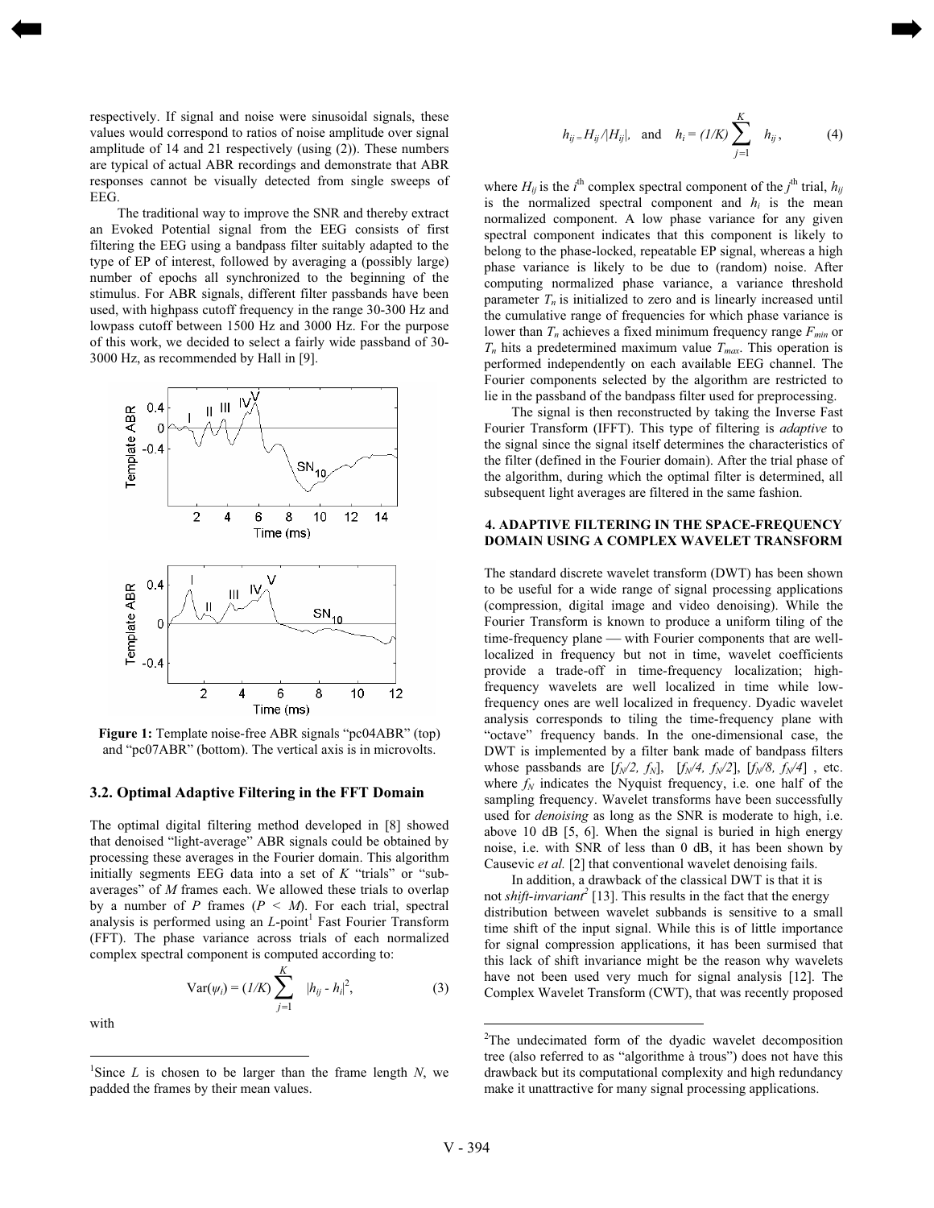respectively. If signal and noise were sinusoidal signals, these values would correspond to ratios of noise amplitude over signal amplitude of 14 and 21 respectively (using (2)). These numbers are typical of actual ABR recordings and demonstrate that ABR responses cannot be visually detected from single sweeps of EEG.

The traditional way to improve the SNR and thereby extract an Evoked Potential signal from the EEG consists of first filtering the EEG using a bandpass filter suitably adapted to the type of EP of interest, followed by averaging a (possibly large) number of epochs all synchronized to the beginning of the stimulus. For ABR signals, different filter passbands have been used, with highpass cutoff frequency in the range 30-300 Hz and lowpass cutoff between 1500 Hz and 3000 Hz. For the purpose of this work, we decided to select a fairly wide passband of 30-3000 Hz, as recommended by Hall in [9].

**Figure 1:** Template noise-free ABR signals "pc04ABR" (top) and "pc07ABR" (bottom). The vertical axis is in microvolts.

### 3.2. Optimal Adaptive Filtering in the FFT Domain

The optimal digital filtering method developed in [8] showed that denoised "light-average" ABR signals could be obtained by processing these averages in the Fourier domain. This algorithm initially segments EEG data into a set of $K$ "trials" or "sub-averages" of $M$ frames each. We allowed these trials to overlap by a number of $P$ frames ($P < M$). For each trial, spectral analysis is performed using an $L$-point[1] Fast Fourier Transform (FFT). The phase variance across trials of each normalized complex spectral component is computed according to:

$$\mathrm{Var}(\psi_i) = (1/K) \sum_{j=1}^{K} |h_{ij} - h_i|^2, \qquad (3)$$

with

$$h_{ij} = H_{ij}/|H_{ij}|, \quad \text{and} \quad h_i = (1/K) \sum_{j=1}^{K} h_{ij}, \qquad (4)$$

where $H_{ij}$ is the $i^{\text{th}}$ complex spectral component of the $j^{\text{th}}$ trial, $h_{ij}$ is the normalized spectral component and $h_i$ is the mean normalized component. A low phase variance for any given spectral component indicates that this component is likely to belong to the phase-locked, repeatable EP signal, whereas a high phase variance is likely to be due to (random) noise. After computing normalized phase variance, a variance threshold parameter $T_n$ is initialized to zero and is linearly increased until the cumulative range of frequencies for which phase variance is lower than $T_n$ achieves a fixed minimum frequency range $F_{min}$ or $T_n$ hits a predetermined maximum value $T_{max}$. This operation is performed independently on each available EEG channel. The Fourier components selected by the algorithm are restricted to lie in the passband of the bandpass filter used for preprocessing.

The signal is then reconstructed by taking the Inverse Fast Fourier Transform (IFFT). This type of filtering is *adaptive* to the signal since the signal itself determines the characteristics of the filter (defined in the Fourier domain). After the trial phase of the algorithm, during which the optimal filter is determined, all subsequent light averages are filtered in the same fashion.

[1]Since $L$ is chosen to be larger than the frame length $N$, we padded the frames by their mean values.

## 4. ADAPTIVE FILTERING IN THE SPACE-FREQUENCY DOMAIN USING A COMPLEX WAVELET TRANSFORM

The standard discrete wavelet transform (DWT) has been shown to be useful for a wide range of signal processing applications (compression, digital image and video denoising). While the Fourier Transform is known to produce a uniform tiling of the time-frequency plane — with Fourier components that are well-localized in frequency but not in time, wavelet coefficients provide a trade-off in time-frequency localization; high-frequency wavelets are well localized in time while low-frequency ones are well localized in frequency. Dyadic wavelet analysis corresponds to tiling the time-frequency plane with "octave" frequency bands. In the one-dimensional case, the DWT is implemented by a filter bank made of bandpass filters whose passbands are $[f_N/2,\ f_N]$, $[f_N/4,\ f_N/2]$, $[f_N/8,\ f_N/4]$, etc. where $f_N$ indicates the Nyquist frequency, i.e. one half of the sampling frequency. Wavelet transforms have been successfully used for *denoising* as long as the SNR is moderate to high, i.e. above 10 dB [5, 6]. When the signal is buried in high energy noise, i.e. with SNR of less than 0 dB, it has been shown by Causevic *et al.* [2] that conventional wavelet denoising fails.

In addition, a drawback of the classical DWT is that it is not *shift-invariant*[2] [13]. This results in the fact that the energy distribution between wavelet subbands is sensitive to a small time shift of the input signal. While this is of little importance for signal compression applications, it has been surmised that this lack of shift invariance might be the reason why wavelets have not been used very much for signal analysis [12]. The Complex Wavelet Transform (CWT), that was recently proposed

[2]The undecimated form of the dyadic wavelet decomposition tree (also referred to as "algorithme à trous") does not have this drawback but its computational complexity and high redundancy make it unattractive for many signal processing applications.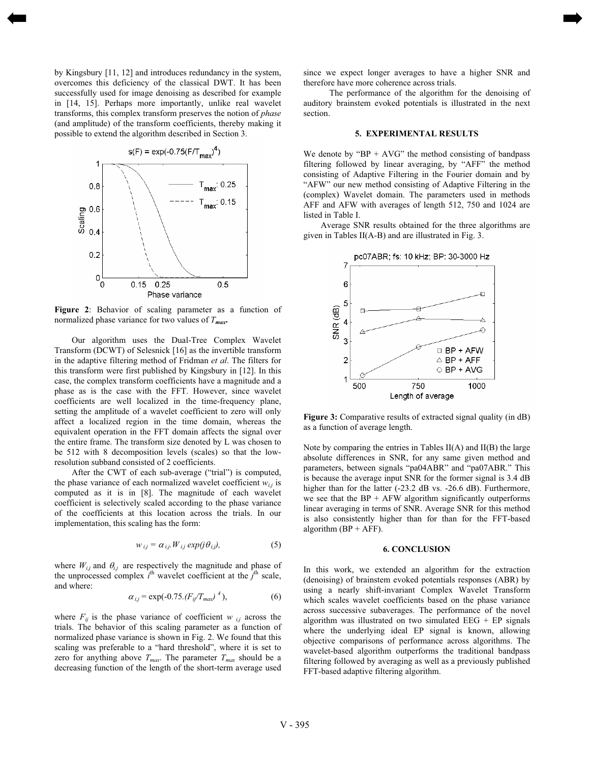by Kingsbury [11, 12] and introduces redundancy in the system, overcomes this deficiency of the classical DWT. It has been successfully used for image denoising as described for example in [14, 15]. Perhaps more importantly, unlike real wavelet transforms, this complex transform preserves the notion of *phase* (and amplitude) of the transform coefficients, thereby making it possible to extend the algorithm described in Section 3.

**Figure 2**: Behavior of scaling parameter as a function of normalized phase variance for two values of $T_{max}$.

Our algorithm uses the Dual-Tree Complex Wavelet Transform (DCWT) of Selesnick [16] as the invertible transform in the adaptive filtering method of Fridman *et al*. The filters for this transform were first published by Kingsbury in [12]. In this case, the complex transform coefficients have a magnitude and a phase as is the case with the FFT. However, since wavelet coefficients are well localized in the time-frequency plane, setting the amplitude of a wavelet coefficient to zero will only affect a localized region in the time domain, whereas the equivalent operation in the FFT domain affects the signal over the entire frame. The transform size denoted by L was chosen to be 512 with 8 decomposition levels (scales) so that the low-resolution subband consisted of 2 coefficients.

After the CWT of each sub-average ("trial") is computed, the phase variance of each normalized wavelet coefficient $w_{i,j}$ is computed as it is in [8]. The magnitude of each wavelet coefficient is selectively scaled according to the phase variance of the coefficients at this location across the trials. In our implementation, this scaling has the form:

$$w_{i,j} = \alpha_{i,j} . W_{i,j} \exp(j\theta_{i,j}), \tag{5}$$

where $W_{i,j}$ and $\theta_{i,j}$ are respectively the magnitude and phase of the unprocessed complex $i^{th}$ wavelet coefficient at the $j^{th}$ scale, and where:

$$\alpha_{i,j} = \exp(-0.75 . (F_{ij}/T_{max})^{4}), \tag{6}$$

where $F_{ij}$ is the phase variance of coefficient $w_{i,j}$ across the trials. The behavior of this scaling parameter as a function of normalized phase variance is shown in Fig. 2. We found that this scaling was preferable to a "hard threshold", where it is set to zero for anything above $T_{max}$. The parameter $T_{max}$ should be a decreasing function of the length of the short-term average used since we expect longer averages to have a higher SNR and therefore have more coherence across trials.

The performance of the algorithm for the denoising of auditory brainstem evoked potentials is illustrated in the next section.

## 5. EXPERIMENTAL RESULTS

We denote by "BP + AVG" the method consisting of bandpass filtering followed by linear averaging, by "AFF" the method consisting of Adaptive Filtering in the Fourier domain and by "AFW" our new method consisting of Adaptive Filtering in the (complex) Wavelet domain. The parameters used in methods AFF and AFW with averages of length 512, 750 and 1024 are listed in Table I.

Average SNR results obtained for the three algorithms are given in Tables II(A-B) and are illustrated in Fig. 3.

**Figure 3:** Comparative results of extracted signal quality (in dB) as a function of average length.

Note by comparing the entries in Tables II(A) and II(B) the large absolute differences in SNR, for any same given method and parameters, between signals "pa04ABR" and "pa07ABR." This is because the average input SNR for the former signal is 3.4 dB higher than for the latter (-23.2 dB vs. -26.6 dB). Furthermore, we see that the BP + AFW algorithm significantly outperforms linear averaging in terms of SNR. Average SNR for this method is also consistently higher than for than for the FFT-based algorithm (BP + AFF).

## 6. CONCLUSION

In this work, we extended an algorithm for the extraction (denoising) of brainstem evoked potentials responses (ABR) by using a nearly shift-invariant Complex Wavelet Transform which scales wavelet coefficients based on the phase variance across successive subaverages. The performance of the novel algorithm was illustrated on two simulated EEG + EP signals where the underlying ideal EP signal is known, allowing objective comparisons of performance across algorithms. The wavelet-based algorithm outperforms the traditional bandpass filtering followed by averaging as well as a previously published FFT-based adaptive filtering algorithm.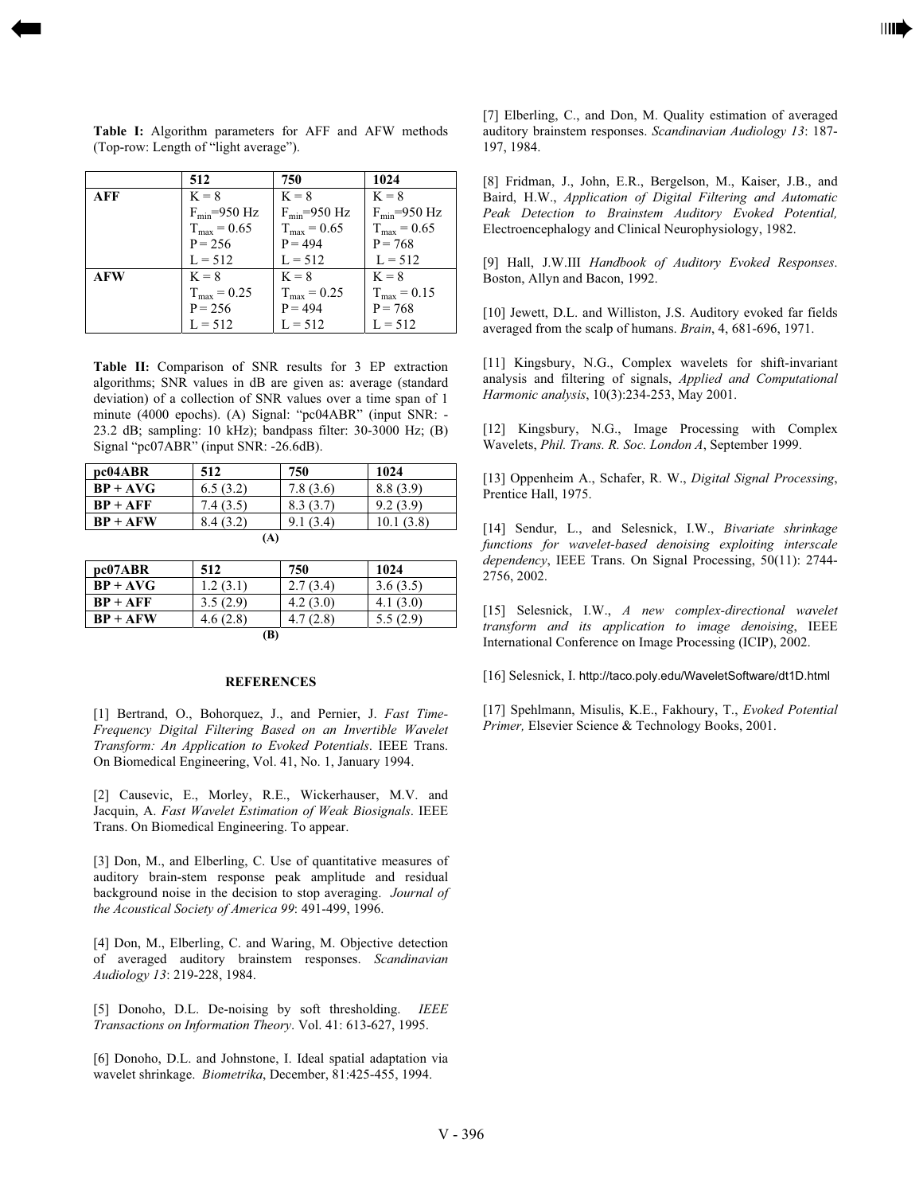**Table I:** Algorithm parameters for AFF and AFW methods (Top-row: Length of "light average").

| | 512 | 750 | 1024 |
|---|---|---|---|
| **AFF** | $K = 8$<br>$F_{min}$=950 Hz<br>$T_{max} = 0.65$<br>$P = 256$<br>$L = 512$ | $K = 8$<br>$F_{min}$=950 Hz<br>$T_{max} = 0.65$<br>$P = 494$<br>$L = 512$ | $K = 8$<br>$F_{min}$=950 Hz<br>$T_{max} = 0.65$<br>$P = 768$<br>$L = 512$ |
| **AFW** | $K = 8$<br>$T_{max} = 0.25$<br>$P = 256$<br>$L = 512$ | $K = 8$<br>$T_{max} = 0.25$<br>$P = 494$<br>$L = 512$ | $K = 8$<br>$T_{max} = 0.15$<br>$P = 768$<br>$L = 512$ |

**Table II:** Comparison of SNR results for 3 EP extraction algorithms; SNR values in dB are given as: average (standard deviation) of a collection of SNR values over a time span of 1 minute (4000 epochs). (A) Signal: "pc04ABR" (input SNR: -23.2 dB; sampling: 10 kHz); bandpass filter: 30-3000 Hz; (B) Signal "pc07ABR" (input SNR: -26.6dB).

| pc04ABR | 512 | 750 | 1024 |
|---|---|---|---|
| **BP + AVG** | 6.5 (3.2) | 7.8 (3.6) | 8.8 (3.9) |
| **BP + AFF** | 7.4 (3.5) | 8.3 (3.7) | 9.2 (3.9) |
| **BP + AFW** | 8.4 (3.2) | 9.1 (3.4) | 10.1 (3.8) |

**(A)**

| pc07ABR | 512 | 750 | 1024 |
|---|---|---|---|
| **BP + AVG** | 1.2 (3.1) | 2.7 (3.4) | 3.6 (3.5) |
| **BP + AFF** | 3.5 (2.9) | 4.2 (3.0) | 4.1 (3.0) |
| **BP + AFW** | 4.6 (2.8) | 4.7 (2.8) | 5.5 (2.9) |

**(B)**

## REFERENCES

[1] Bertrand, O., Bohorquez, J., and Pernier, J. *Fast Time-Frequency Digital Filtering Based on an Invertible Wavelet Transform: An Application to Evoked Potentials*. IEEE Trans. On Biomedical Engineering, Vol. 41, No. 1, January 1994.

[2] Causevic, E., Morley, R.E., Wickerhauser, M.V. and Jacquin, A. *Fast Wavelet Estimation of Weak Biosignals*. IEEE Trans. On Biomedical Engineering. To appear.

[3] Don, M., and Elberling, C. Use of quantitative measures of auditory brain-stem response peak amplitude and residual background noise in the decision to stop averaging. *Journal of the Acoustical Society of America 99*: 491-499, 1996.

[4] Don, M., Elberling, C. and Waring, M. Objective detection of averaged auditory brainstem responses. *Scandinavian Audiology 13*: 219-228, 1984.

[5] Donoho, D.L. De-noising by soft thresholding. *IEEE Transactions on Information Theory*. Vol. 41: 613-627, 1995.

[6] Donoho, D.L. and Johnstone, I. Ideal spatial adaptation via wavelet shrinkage. *Biometrika*, December, 81:425-455, 1994.

[7] Elberling, C., and Don, M. Quality estimation of averaged auditory brainstem responses. *Scandinavian Audiology 13*: 187-197, 1984.

[8] Fridman, J., John, E.R., Bergelson, M., Kaiser, J.B., and Baird, H.W., *Application of Digital Filtering and Automatic Peak Detection to Brainstem Auditory Evoked Potential,* Electroencephalogy and Clinical Neurophysiology, 1982.

[9] Hall, J.W.III *Handbook of Auditory Evoked Responses*. Boston, Allyn and Bacon, 1992.

[10] Jewett, D.L. and Williston, J.S. Auditory evoked far fields averaged from the scalp of humans. *Brain*, 4, 681-696, 1971.

[11] Kingsbury, N.G., Complex wavelets for shift-invariant analysis and filtering of signals, *Applied and Computational Harmonic analysis*, 10(3):234-253, May 2001.

[12] Kingsbury, N.G., Image Processing with Complex Wavelets, *Phil. Trans. R. Soc. London A*, September 1999.

[13] Oppenheim A., Schafer, R. W., *Digital Signal Processing*, Prentice Hall, 1975.

[14] Sendur, L., and Selesnick, I.W., *Bivariate shrinkage functions for wavelet-based denoising exploiting interscale dependency*, IEEE Trans. On Signal Processing, 50(11): 2744-2756, 2002.

[15] Selesnick, I.W., *A new complex-directional wavelet transform and its application to image denoising*, IEEE International Conference on Image Processing (ICIP), 2002.

[16] Selesnick, I. http://taco.poly.edu/WaveletSoftware/dt1D.html

[17] Spehlmann, Misulis, K.E., Fakhoury, T., *Evoked Potential Primer,* Elsevier Science & Technology Books, 2001.